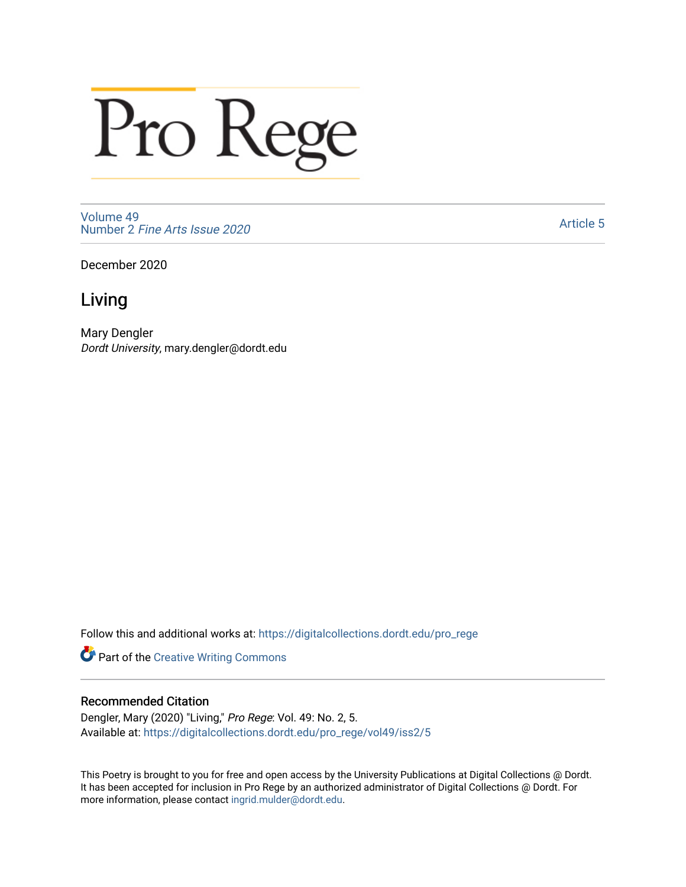# Pro Rege

Volume 49
Number 2 *Fine Arts Issue 2020*

Article 5

December 2020

## Living

Mary Dengler
*Dordt University*, mary.dengler@dordt.edu

Follow this and additional works at: https://digitalcollections.dordt.edu/pro_rege

Part of the Creative Writing Commons

### Recommended Citation

Dengler, Mary (2020) "Living," *Pro Rege*: Vol. 49: No. 2, 5.
Available at: https://digitalcollections.dordt.edu/pro_rege/vol49/iss2/5

This Poetry is brought to you for free and open access by the University Publications at Digital Collections @ Dordt. It has been accepted for inclusion in Pro Rege by an authorized administrator of Digital Collections @ Dordt. For more information, please contact ingrid.mulder@dordt.edu.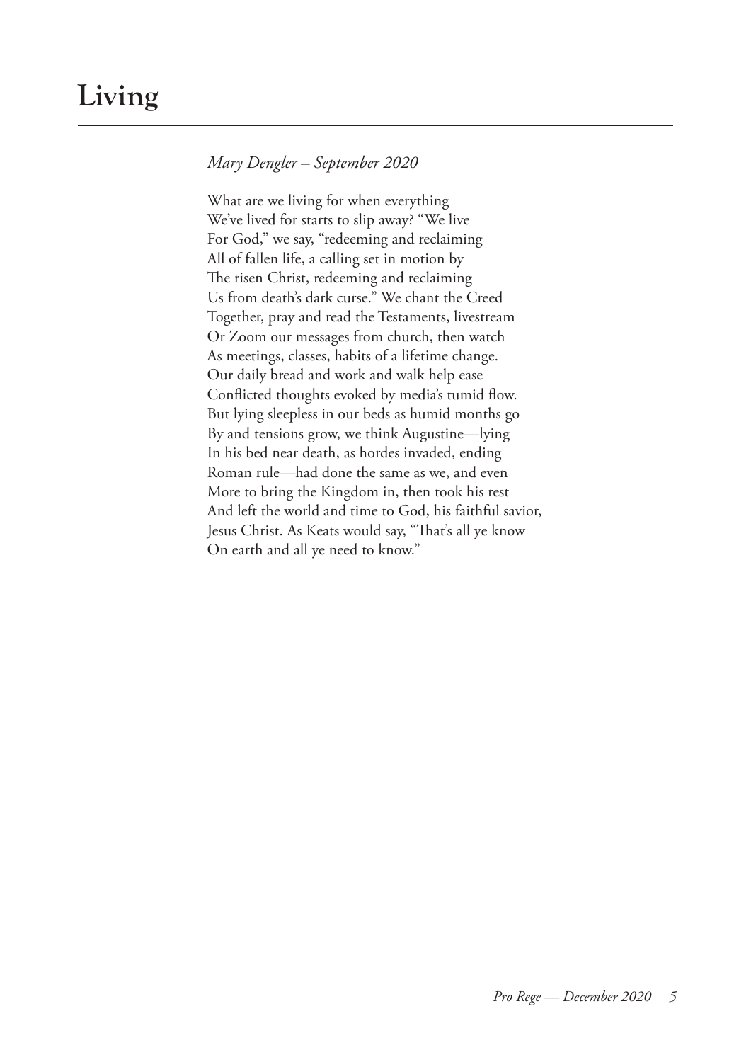# Living

*Mary Dengler – September 2020*

What are we living for when everything
We've lived for starts to slip away? "We live
For God," we say, "redeeming and reclaiming
All of fallen life, a calling set in motion by
The risen Christ, redeeming and reclaiming
Us from death's dark curse." We chant the Creed
Together, pray and read the Testaments, livestream
Or Zoom our messages from church, then watch
As meetings, classes, habits of a lifetime change.
Our daily bread and work and walk help ease
Conflicted thoughts evoked by media's tumid flow.
But lying sleepless in our beds as humid months go
By and tensions grow, we think Augustine—lying
In his bed near death, as hordes invaded, ending
Roman rule—had done the same as we, and even
More to bring the Kingdom in, then took his rest
And left the world and time to God, his faithful savior,
Jesus Christ. As Keats would say, "That's all ye know
On earth and all ye need to know."